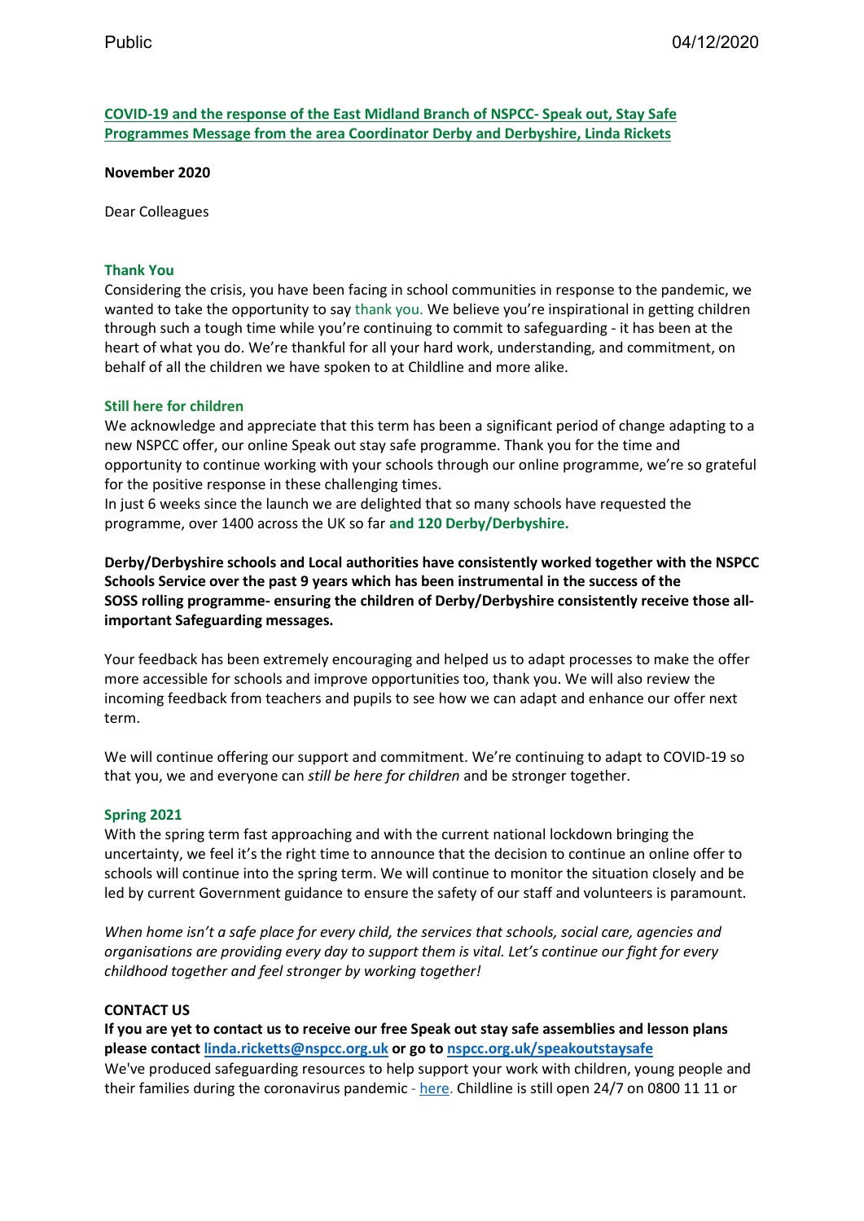**COVID-19 and the response of the East Midland Branch of NSPCC- Speak out, Stay Safe Programmes Message from the area Coordinator Derby and Derbyshire, Linda Rickets**

**November 2020**

Dear Colleagues

### Thank You

Considering the crisis, you have been facing in school communities in response to the pandemic, we wanted to take the opportunity to say thank you. We believe you're inspirational in getting children through such a tough time while you're continuing to commit to safeguarding - it has been at the heart of what you do. We're thankful for all your hard work, understanding, and commitment, on behalf of all the children we have spoken to at Childline and more alike.

### Still here for children

We acknowledge and appreciate that this term has been a significant period of change adapting to a new NSPCC offer, our online Speak out stay safe programme. Thank you for the time and opportunity to continue working with your schools through our online programme, we're so grateful for the positive response in these challenging times.

In just 6 weeks since the launch we are delighted that so many schools have requested the programme, over 1400 across the UK so far **and 120 Derby/Derbyshire.**

**Derby/Derbyshire schools and Local authorities have consistently worked together with the NSPCC Schools Service over the past 9 years which has been instrumental in the success of the SOSS rolling programme- ensuring the children of Derby/Derbyshire consistently receive those all-important Safeguarding messages.**

Your feedback has been extremely encouraging and helped us to adapt processes to make the offer more accessible for schools and improve opportunities too, thank you. We will also review the incoming feedback from teachers and pupils to see how we can adapt and enhance our offer next term.

We will continue offering our support and commitment. We're continuing to adapt to COVID-19 so that you, we and everyone can *still be here for children* and be stronger together.

### Spring 2021

With the spring term fast approaching and with the current national lockdown bringing the uncertainty, we feel it's the right time to announce that the decision to continue an online offer to schools will continue into the spring term. We will continue to monitor the situation closely and be led by current Government guidance to ensure the safety of our staff and volunteers is paramount.

*When home isn't a safe place for every child, the services that schools, social care, agencies and organisations are providing every day to support them is vital. Let's continue our fight for every childhood together and feel stronger by working together!*

### CONTACT US

**If you are yet to contact us to receive our free Speak out stay safe assemblies and lesson plans please contact linda.ricketts@nspcc.org.uk or go to nspcc.org.uk/speakoutstaysafe**

We've produced safeguarding resources to help support your work with children, young people and their families during the coronavirus pandemic - here. Childline is still open 24/7 on 0800 11 11 or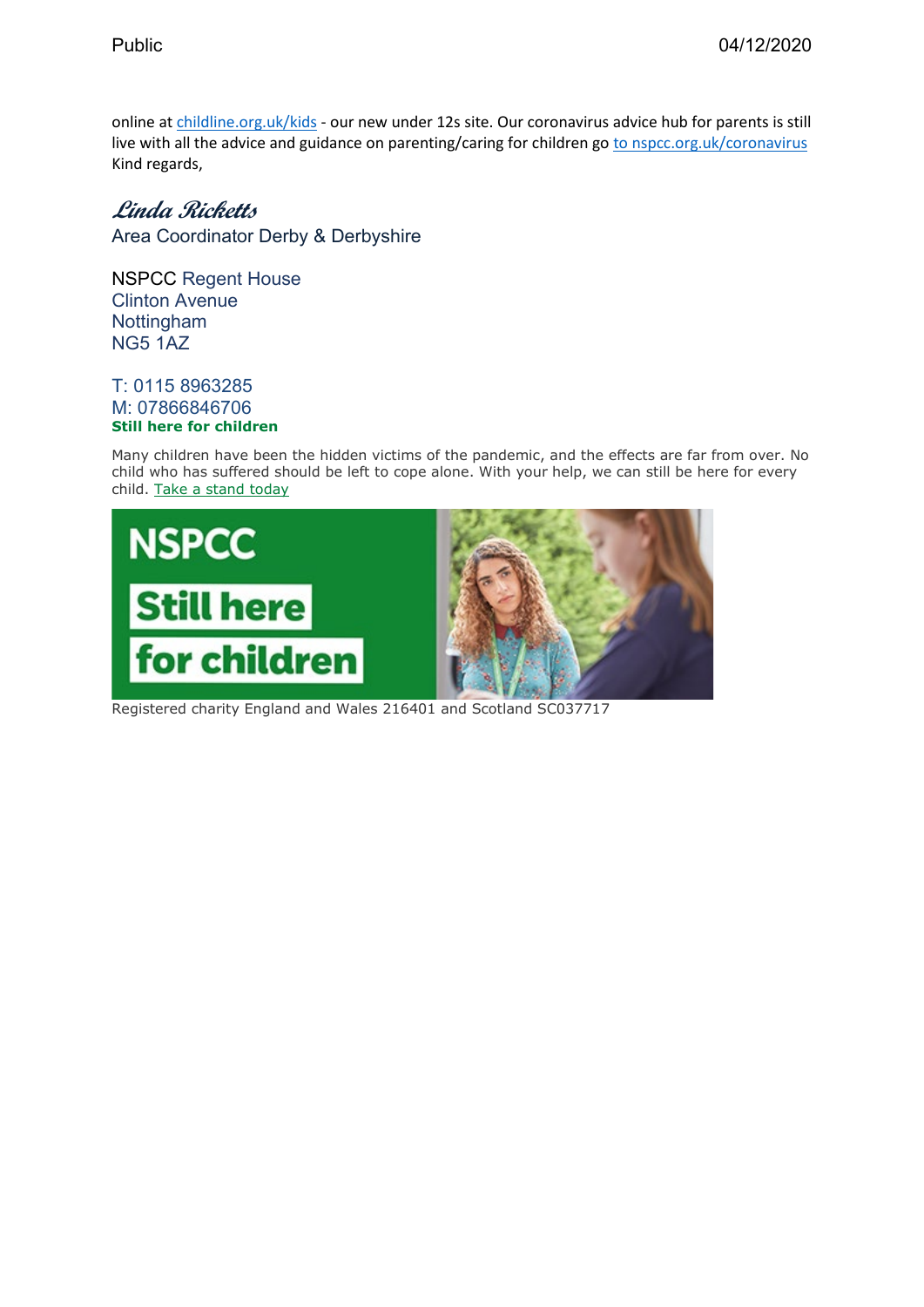online at [childline.org.uk/kids](childline.org.uk/kids) - our new under 12s site. Our coronavirus advice hub for parents is still live with all the advice and guidance on parenting/caring for children go [to nspcc.org.uk/coronavirus](nspcc.org.uk/coronavirus)
Kind regards,

*Linda Ricketts*
Area Coordinator Derby & Derbyshire

NSPCC Regent House
Clinton Avenue
Nottingham
NG5 1AZ

T: 0115 8963285
M: 07866846706
**Still here for children**

Many children have been the hidden victims of the pandemic, and the effects are far from over. No child who has suffered should be left to cope alone. With your help, we can still be here for every child. Take a stand today

Registered charity England and Wales 216401 and Scotland SC037717